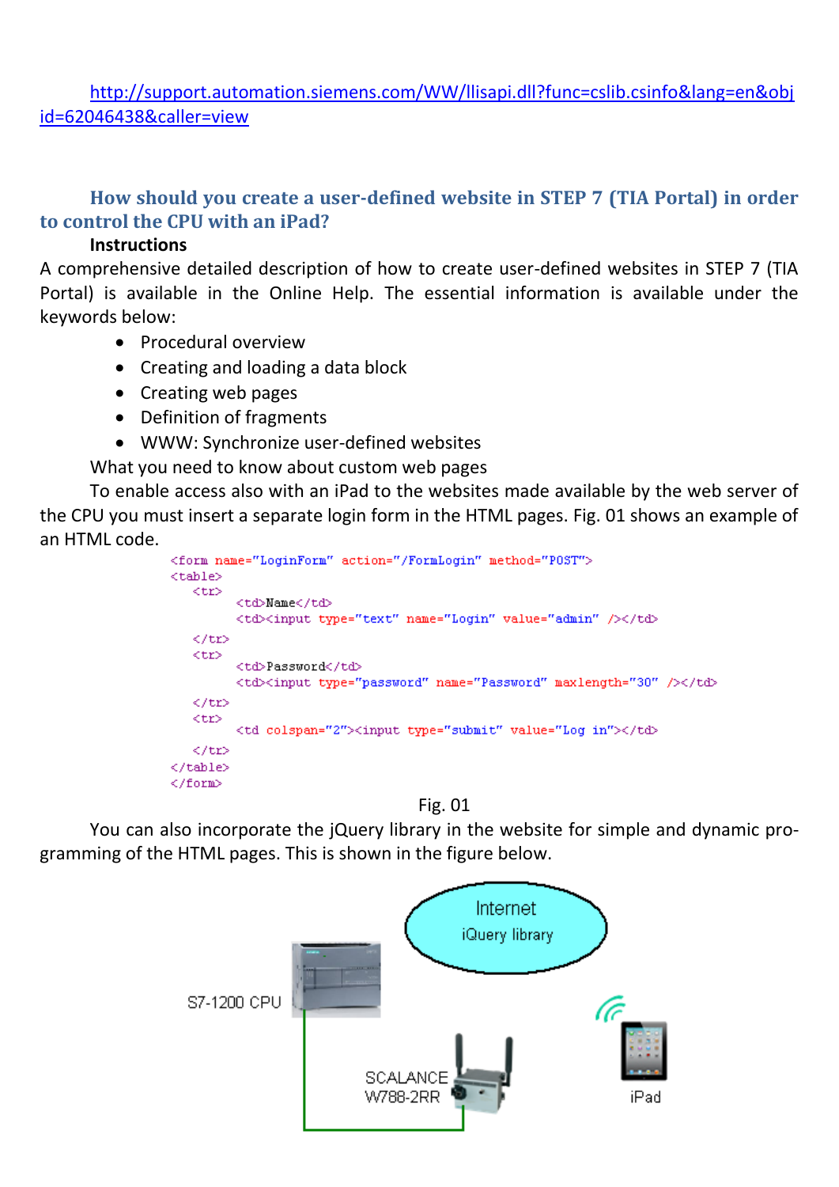http://support.automation.siemens.com/WW/llisapi.dll?func=cslib.csinfo&lang=en&objid=62046438&caller=view

## How should you create a user-defined website in STEP 7 (TIA Portal) in order to control the CPU with an iPad?

**Instructions**

A comprehensive detailed description of how to create user-defined websites in STEP 7 (TIA Portal) is available in the Online Help. The essential information is available under the keywords below:

- Procedural overview
- Creating and loading a data block
- Creating web pages
- Definition of fragments
- WWW: Synchronize user-defined websites

What you need to know about custom web pages

To enable access also with an iPad to the websites made available by the web server of the CPU you must insert a separate login form in the HTML pages. Fig. 01 shows an example of an HTML code.

```
<form name="LoginForm" action="/FormLogin" method="POST">
<table>
   <tr>
        <td>Name</td>
        <td><input type="text" name="Login" value="admin" /></td>
   </tr>
   <tr>
        <td>Password</td>
        <td><input type="password" name="Password" maxlength="30" /></td>
   </tr>
   <tr>
        <td colspan="2"><input type="submit" value="Log in"></td>
   </tr>
</table>
</form>
```

Fig. 01

You can also incorporate the jQuery library in the website for simple and dynamic programming of the HTML pages. This is shown in the figure below.

Internet
jQuery library

S7-1200 CPU

SCALANCE W788-2RR

iPad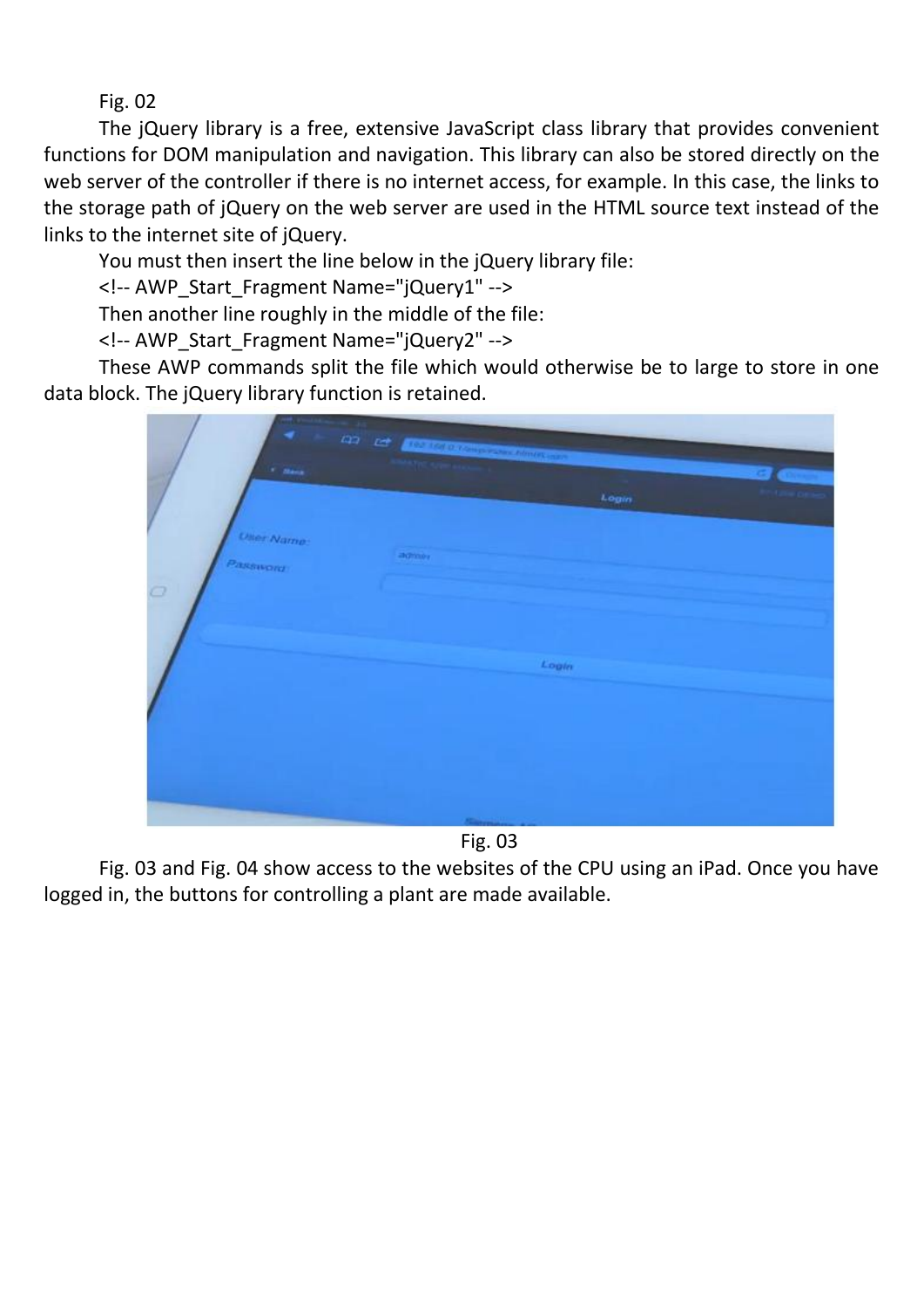Fig. 02

The jQuery library is a free, extensive JavaScript class library that provides convenient functions for DOM manipulation and navigation. This library can also be stored directly on the web server of the controller if there is no internet access, for example. In this case, the links to the storage path of jQuery on the web server are used in the HTML source text instead of the links to the internet site of jQuery.

You must then insert the line below in the jQuery library file:

```
<!-- AWP_Start_Fragment Name="jQuery1" -->
```

Then another line roughly in the middle of the file:

```
<!-- AWP_Start_Fragment Name="jQuery2" -->
```

These AWP commands split the file which would otherwise be to large to store in one data block. The jQuery library function is retained.

Fig. 03

Fig. 03 and Fig. 04 show access to the websites of the CPU using an iPad. Once you have logged in, the buttons for controlling a plant are made available.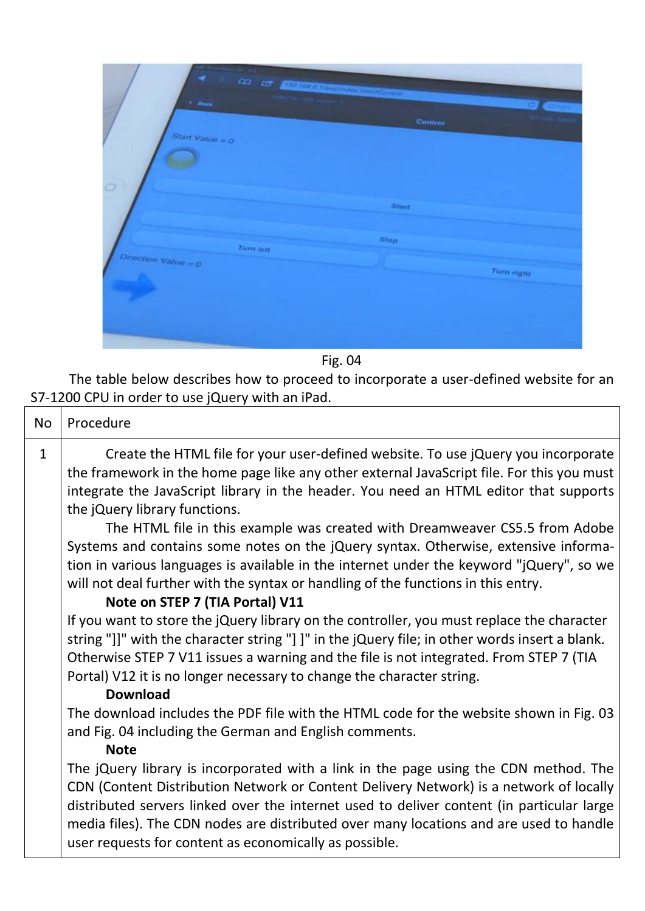Fig. 04

The table below describes how to proceed to incorporate a user-defined website for an S7-1200 CPU in order to use jQuery with an iPad.

| No | Procedure |
| --- | --- |
| 1 | Create the HTML file for your user-defined website. To use jQuery you incorporate the framework in the home page like any other external JavaScript file. For this you must integrate the JavaScript library in the header. You need an HTML editor that supports the jQuery library functions.<br>The HTML file in this example was created with Dreamweaver CS5.5 from Adobe Systems and contains some notes on the jQuery syntax. Otherwise, extensive information in various languages is available in the internet under the keyword "jQuery", so we will not deal further with the syntax or handling of the functions in this entry.<br>**Note on STEP 7 (TIA Portal) V11**<br>If you want to store the jQuery library on the controller, you must replace the character string "]]" with the character string "] ]" in the jQuery file; in other words insert a blank. Otherwise STEP 7 V11 issues a warning and the file is not integrated. From STEP 7 (TIA Portal) V12 it is no longer necessary to change the character string.<br>**Download**<br>The download includes the PDF file with the HTML code for the website shown in Fig. 03 and Fig. 04 including the German and English comments.<br>**Note**<br>The jQuery library is incorporated with a link in the page using the CDN method. The CDN (Content Distribution Network or Content Delivery Network) is a network of locally distributed servers linked over the internet used to deliver content (in particular large media files). The CDN nodes are distributed over many locations and are used to handle user requests for content as economically as possible. |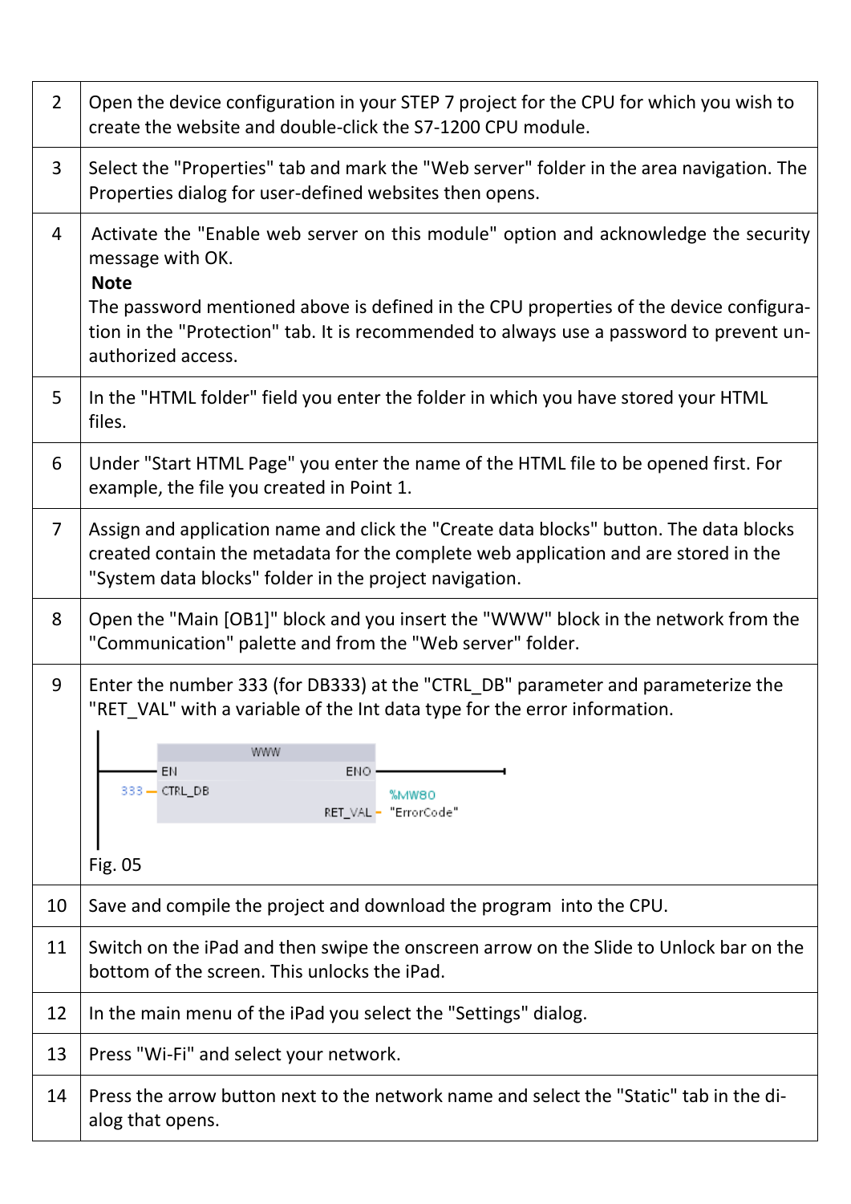| | |
|---|---|
| 2 | Open the device configuration in your STEP 7 project for the CPU for which you wish to create the website and double-click the S7-1200 CPU module. |
| 3 | Select the "Properties" tab and mark the "Web server" folder in the area navigation. The Properties dialog for user-defined websites then opens. |
| 4 | Activate the "Enable web server on this module" option and acknowledge the security message with OK.<br>**Note**<br>The password mentioned above is defined in the CPU properties of the device configuration in the "Protection" tab. It is recommended to always use a password to prevent unauthorized access. |
| 5 | In the "HTML folder" field you enter the folder in which you have stored your HTML files. |
| 6 | Under "Start HTML Page" you enter the name of the HTML file to be opened first. For example, the file you created in Point 1. |
| 7 | Assign and application name and click the "Create data blocks" button. The data blocks created contain the metadata for the complete web application and are stored in the "System data blocks" folder in the project navigation. |
| 8 | Open the "Main [OB1]" block and you insert the "WWW" block in the network from the "Communication" palette and from the "Web server" folder. |
| 9 | Enter the number 333 (for DB333) at the "CTRL_DB" parameter and parameterize the "RET_VAL" with a variable of the Int data type for the error information.<br>WWW<br>EN ENO<br>333 — CTRL_DB<br>RET_VAL — %MW80 "ErrorCode"<br>Fig. 05 |
| 10 | Save and compile the project and download the program into the CPU. |
| 11 | Switch on the iPad and then swipe the onscreen arrow on the Slide to Unlock bar on the bottom of the screen. This unlocks the iPad. |
| 12 | In the main menu of the iPad you select the "Settings" dialog. |
| 13 | Press "Wi-Fi" and select your network. |
| 14 | Press the arrow button next to the network name and select the "Static" tab in the dialog that opens. |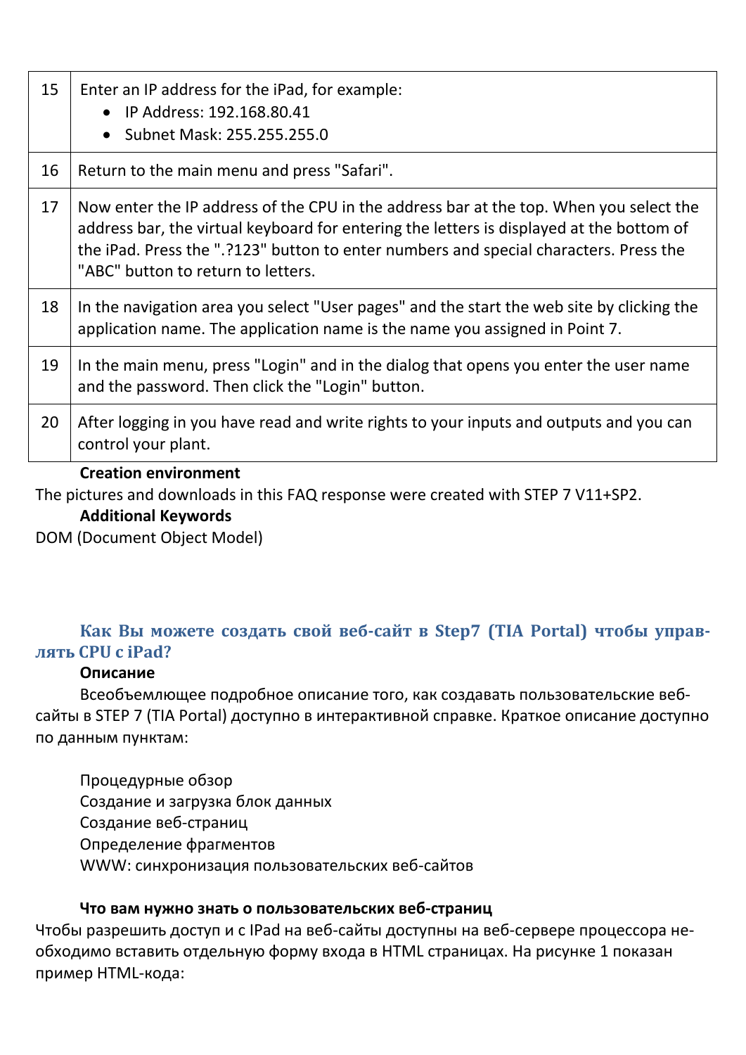| | |
|---|---|
| 15 | Enter an IP address for the iPad, for example:<br>• IP Address: 192.168.80.41<br>• Subnet Mask: 255.255.255.0 |
| 16 | Return to the main menu and press "Safari". |
| 17 | Now enter the IP address of the CPU in the address bar at the top. When you select the address bar, the virtual keyboard for entering the letters is displayed at the bottom of the iPad. Press the ".?123" button to enter numbers and special characters. Press the "ABC" button to return to letters. |
| 18 | In the navigation area you select "User pages" and the start the web site by clicking the application name. The application name is the name you assigned in Point 7. |
| 19 | In the main menu, press "Login" and in the dialog that opens you enter the user name and the password. Then click the "Login" button. |
| 20 | After logging in you have read and write rights to your inputs and outputs and you can control your plant. |

**Creation environment**

The pictures and downloads in this FAQ response were created with STEP 7 V11+SP2.

**Additional Keywords**

DOM (Document Object Model)

## Как Вы можете создать свой веб-сайт в Step7 (TIA Portal) чтобы управлять CPU с iPad?

**Описание**

Всеобъемлющее подробное описание того, как создавать пользовательские веб-сайты в STEP 7 (TIA Portal) доступно в интерактивной справке. Краткое описание доступно по данным пунктам:

Процедурные обзор
Создание и загрузка блок данных
Создание веб-страниц
Определение фрагментов
WWW: синхронизация пользовательских веб-сайтов

**Что вам нужно знать о пользовательских веб-страниц**

Чтобы разрешить доступ и с IPad на веб-сайты доступны на веб-сервере процессора необходимо вставить отдельную форму входа в HTML страницах. На рисунке 1 показан пример HTML-кода: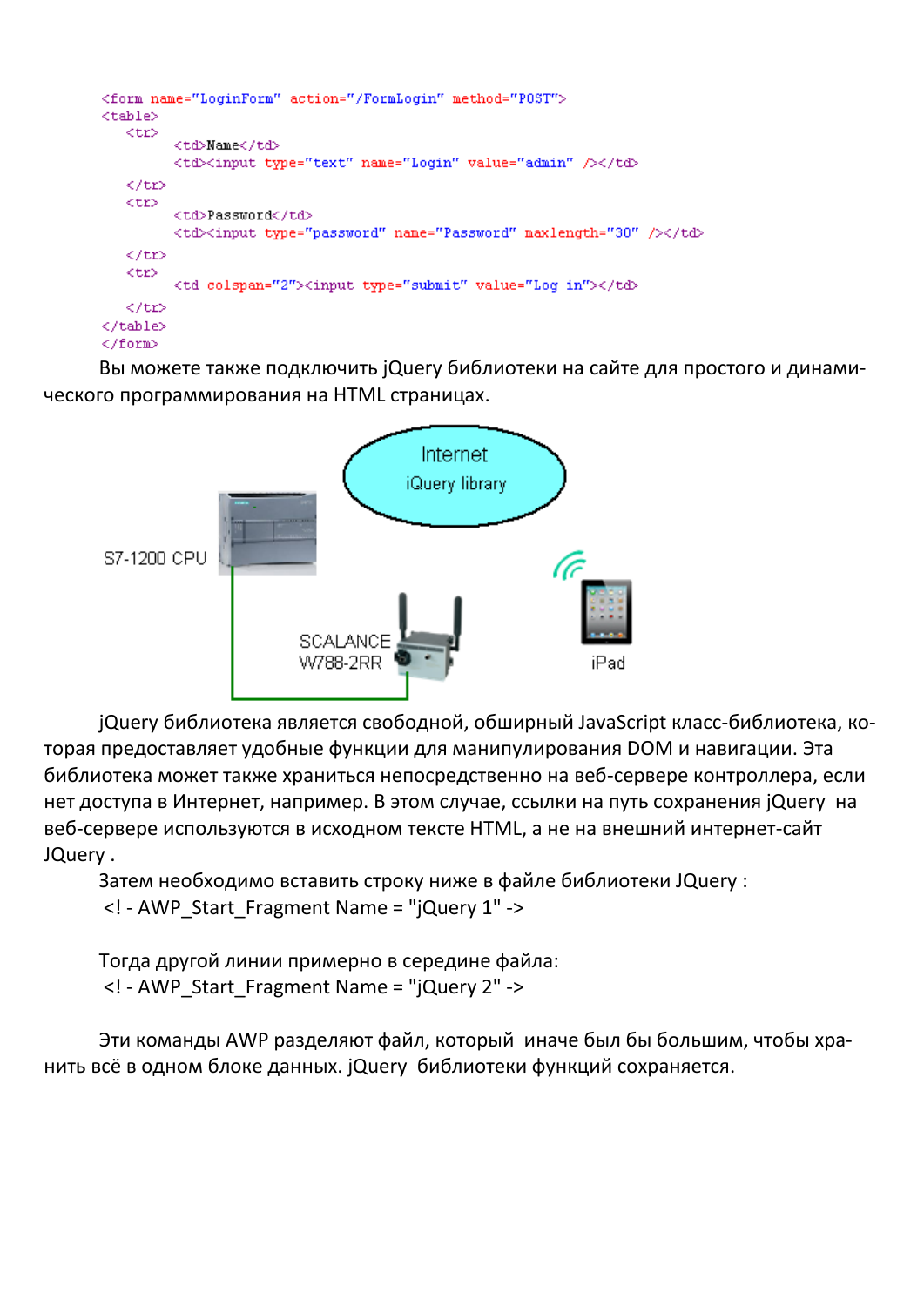```
<form name="LoginForm" action="/FormLogin" method="POST">
<table>
   <tr>
       <td>Name</td>
       <td><input type="text" name="Login" value="admin" /></td>
   </tr>
   <tr>
       <td>Password</td>
       <td><input type="password" name="Password" maxlength="30" /></td>
   </tr>
   <tr>
       <td colspan="2"><input type="submit" value="Log in"></td>
   </tr>
</table>
</form>
```

Вы можете также подключить jQuery библиотеки на сайте для простого и динамического программирования на HTML страницах.

jQuery библиотека является свободной, обширный JavaScript класс-библиотека, которая предоставляет удобные функции для манипулирования DOM и навигации. Эта библиотека может также храниться непосредственно на веб-сервере контроллера, если нет доступа в Интернет, например. В этом случае, ссылки на путь сохранения jQuery на веб-сервере используются в исходном тексте HTML, а не на внешний интернет-сайт JQuery .

Затем необходимо вставить строку ниже в файле библиотеки JQuery :

<! - AWP_Start_Fragment Name = "jQuery 1" ->

Тогда другой линии примерно в середине файла:

<! - AWP_Start_Fragment Name = "jQuery 2" ->

Эти команды AWP разделяют файл, который иначе был бы большим, чтобы хранить всё в одном блоке данных. jQuery библиотеки функций сохраняется.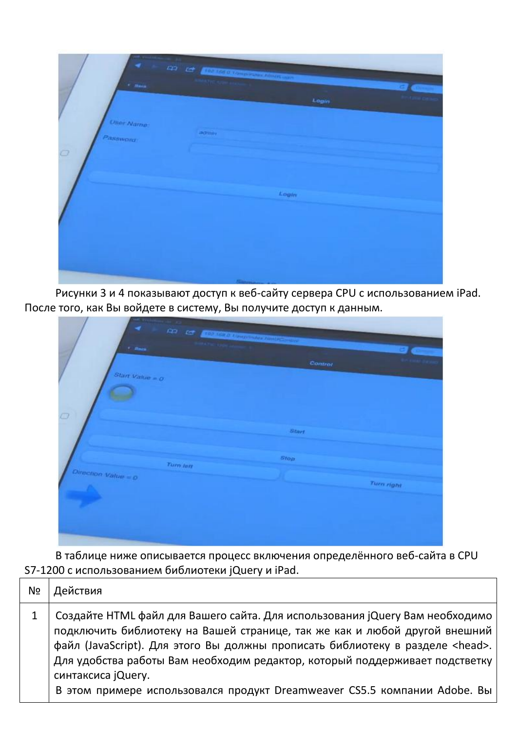Рисунки 3 и 4 показывают доступ к веб-сайту сервера CPU с использованием iPad. После того, как Вы войдете в систему, Вы получите доступ к данным.

В таблице ниже описывается процесс включения определённого веб-сайта в CPU S7-1200 с использованием библиотеки jQuery и iPad.

| № | Действия |
|---|---|
| 1 | Создайте HTML файл для Вашего сайта. Для использования jQuery Вам необходимо подключить библиотеку на Вашей странице, так же как и любой другой внешний файл (JavaScript). Для этого Вы должны прописать библиотеку в разделе <head>. Для удобства работы Вам необходим редактор, который поддерживает подсветку синтаксиса jQuery. В этом примере использовался продукт Dreamweaver CS5.5 компании Adobe. Вы |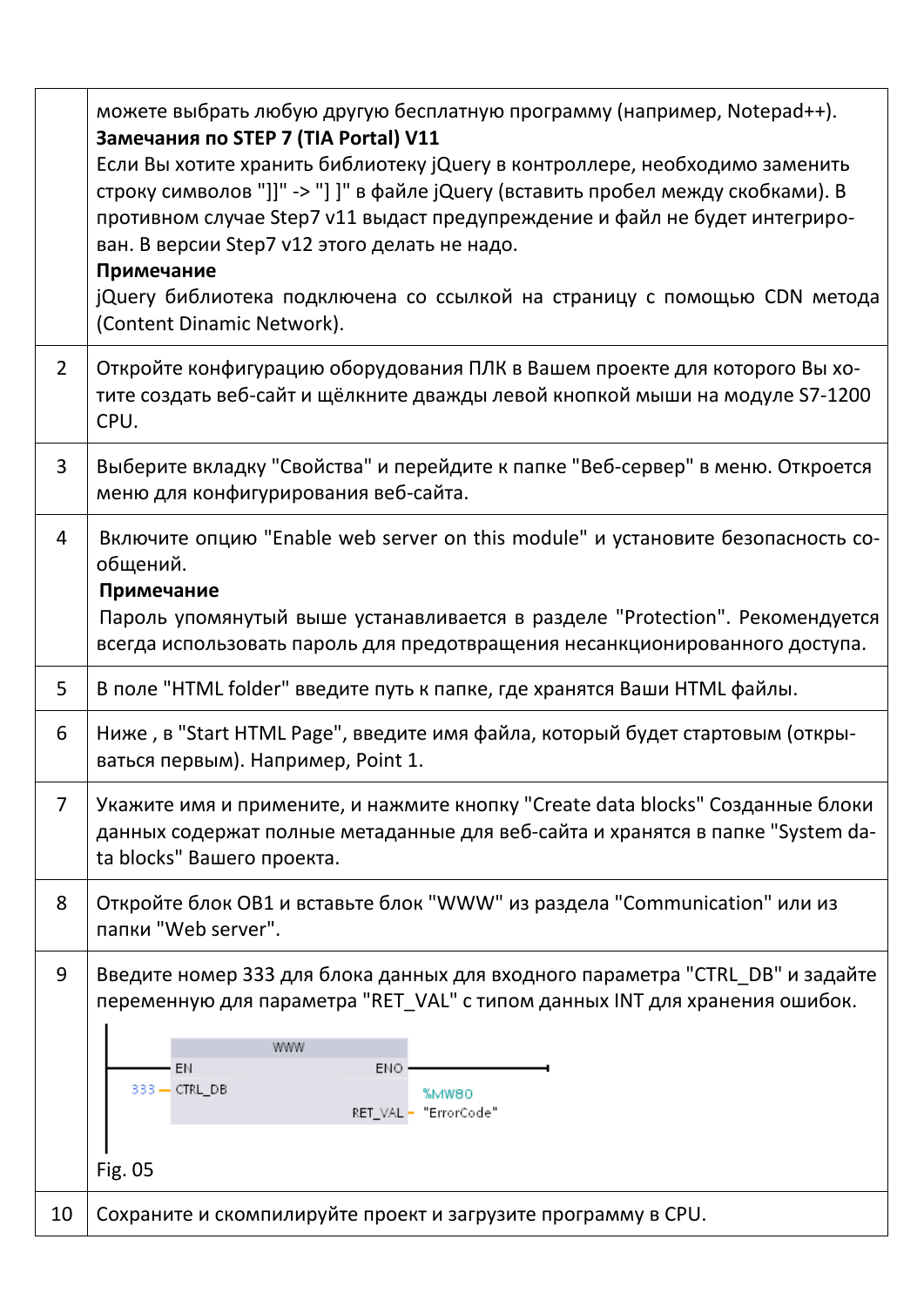| | |
|---|---|
| | можете выбрать любую другую бесплатную программу (например, Notepad++).<br>**Замечания по STEP 7 (TIA Portal) V11**<br>Если Вы хотите хранить библиотеку jQuery в контроллере, необходимо заменить строку символов "]]" -> "] ]" в файле jQuery (вставить пробел между скобками). В противном случае Step7 v11 выдаст предупреждение и файл не будет интегрирован. В версии Step7 v12 этого делать не надо.<br>**Примечание**<br>jQuery библиотека подключена со ссылкой на страницу с помощью CDN метода (Content Dinamic Network). |
| 2 | Откройте конфигурацию оборудования ПЛК в Вашем проекте для которого Вы хотите создать веб-сайт и щёлкните дважды левой кнопкой мыши на модуле S7-1200 CPU. |
| 3 | Выберите вкладку "Свойства" и перейдите к папке "Веб-сервер" в меню. Откроется меню для конфигурирования веб-сайта. |
| 4 | Включите опцию "Enable web server on this module" и установите безопасность сообщений.<br>**Примечание**<br>Пароль упомянутый выше устанавливается в разделе "Protection". Рекомендуется всегда использовать пароль для предотвращения несанкционированного доступа. |
| 5 | В поле "HTML folder" введите путь к папке, где хранятся Ваши HTML файлы. |
| 6 | Ниже , в "Start HTML Page", введите имя файла, который будет стартовым (открываться первым). Например, Point 1. |
| 7 | Укажите имя и примените, и нажмите кнопку "Create data blocks" Созданные блоки данных содержат полные метаданные для веб-сайта и хранятся в папке "System data blocks" Вашего проекта. |
| 8 | Откройте блок OB1 и вставьте блок "WWW" из раздела "Communication" или из папки "Web server". |
| 9 | Введите номер 333 для блока данных для входного параметра "CTRL_DB" и задайте переменную для параметра "RET_VAL" с типом данных INT для хранения ошибок.<br>WWW: EN, ENO; 333 — CTRL_DB; RET_VAL — %MW80 "ErrorCode"<br>Fig. 05 |
| 10 | Сохраните и скомпилируйте проект и загрузите программу в CPU. |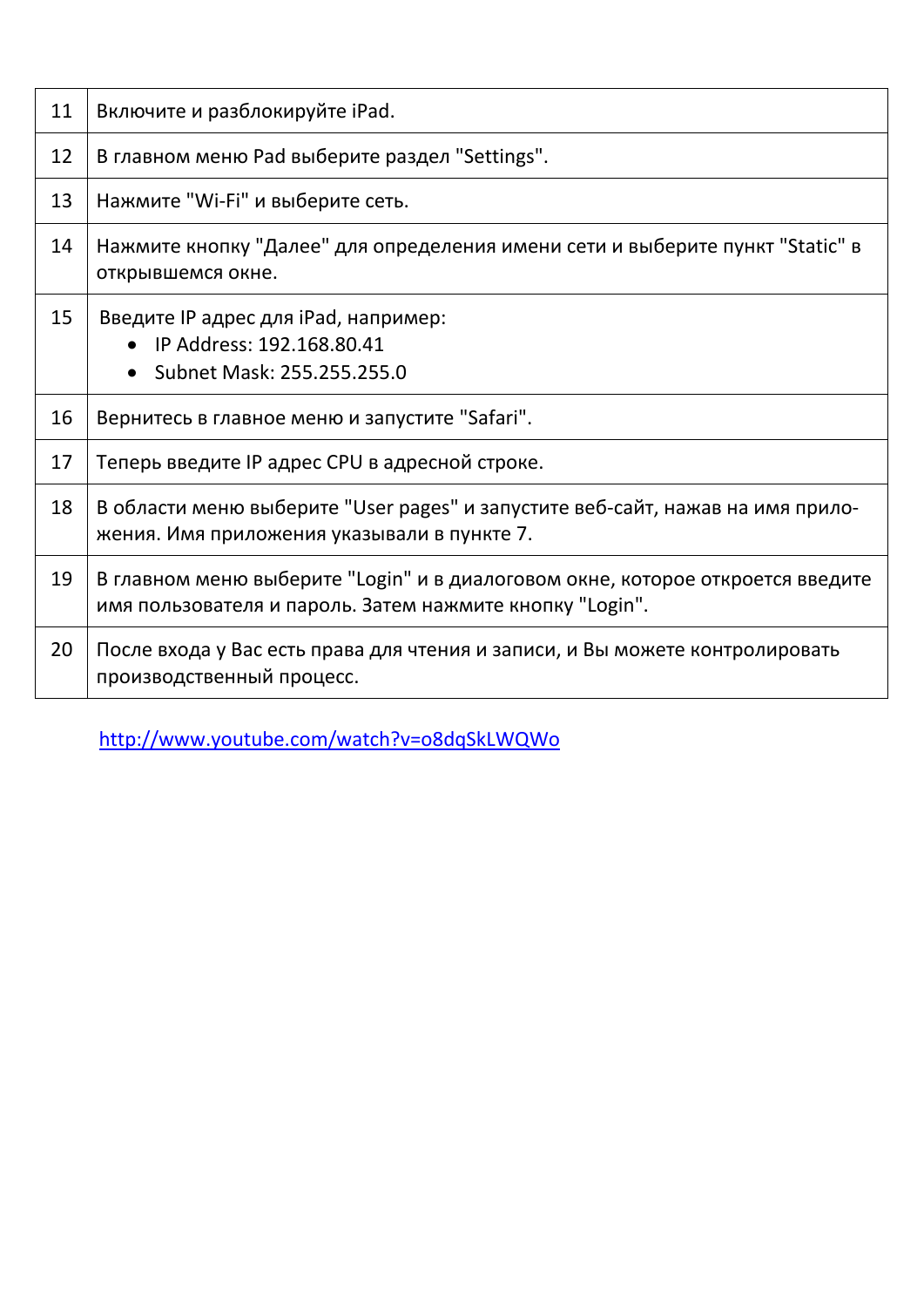| | |
|---|---|
| 11 | Включите и разблокируйте iPad. |
| 12 | В главном меню Pad выберите раздел "Settings". |
| 13 | Нажмите "Wi-Fi" и выберите сеть. |
| 14 | Нажмите кнопку "Далее" для определения имени сети и выберите пункт "Static" в открывшемся окне. |
| 15 | Введите IP адрес для iPad, например:<br>• IP Address: 192.168.80.41<br>• Subnet Mask: 255.255.255.0 |
| 16 | Вернитесь в главное меню и запустите "Safari". |
| 17 | Теперь введите IP адрес CPU в адресной строке. |
| 18 | В области меню выберите "User pages" и запустите веб-сайт, нажав на имя приложения. Имя приложения указывали в пункте 7. |
| 19 | В главном меню выберите "Login" и в диалоговом окне, которое откроется введите имя пользователя и пароль. Затем нажмите кнопку "Login". |
| 20 | После входа у Вас есть права для чтения и записи, и Вы можете контролировать производственный процесс. |

http://www.youtube.com/watch?v=o8dqSkLWQWo